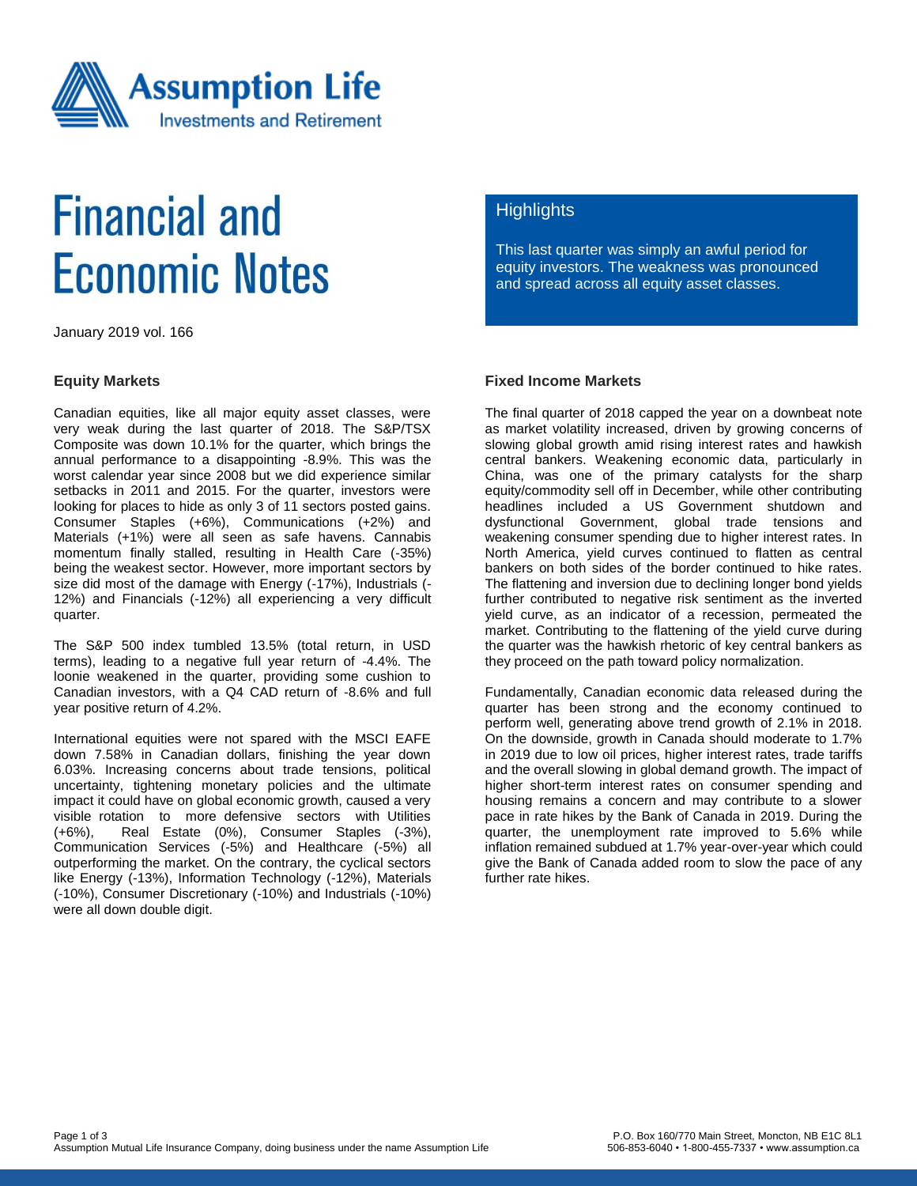# Financial and Economic Notes

January 2019 vol. 166

## Highlights

This last quarter was simply an awful period for equity investors. The weakness was pronounced and spread across all equity asset classes.

### Equity Markets

Canadian equities, like all major equity asset classes, were very weak during the last quarter of 2018. The S&P/TSX Composite was down 10.1% for the quarter, which brings the annual performance to a disappointing -8.9%. This was the worst calendar year since 2008 but we did experience similar setbacks in 2011 and 2015. For the quarter, investors were looking for places to hide as only 3 of 11 sectors posted gains. Consumer Staples (+6%), Communications (+2%) and Materials (+1%) were all seen as safe havens. Cannabis momentum finally stalled, resulting in Health Care (-35%) being the weakest sector. However, more important sectors by size did most of the damage with Energy (-17%), Industrials (-12%) and Financials (-12%) all experiencing a very difficult quarter.

The S&P 500 index tumbled 13.5% (total return, in USD terms), leading to a negative full year return of -4.4%. The loonie weakened in the quarter, providing some cushion to Canadian investors, with a Q4 CAD return of -8.6% and full year positive return of 4.2%.

International equities were not spared with the MSCI EAFE down 7.58% in Canadian dollars, finishing the year down 6.03%. Increasing concerns about trade tensions, political uncertainty, tightening monetary policies and the ultimate impact it could have on global economic growth, caused a very visible rotation to more defensive sectors with Utilities (+6%), Real Estate (0%), Consumer Staples (-3%), Communication Services (-5%) and Healthcare (-5%) all outperforming the market. On the contrary, the cyclical sectors like Energy (-13%), Information Technology (-12%), Materials (-10%), Consumer Discretionary (-10%) and Industrials (-10%) were all down double digit.

### Fixed Income Markets

The final quarter of 2018 capped the year on a downbeat note as market volatility increased, driven by growing concerns of slowing global growth amid rising interest rates and hawkish central bankers. Weakening economic data, particularly in China, was one of the primary catalysts for the sharp equity/commodity sell off in December, while other contributing headlines included a US Government shutdown and dysfunctional Government, global trade tensions and weakening consumer spending due to higher interest rates. In North America, yield curves continued to flatten as central bankers on both sides of the border continued to hike rates. The flattening and inversion due to declining longer bond yields further contributed to negative risk sentiment as the inverted yield curve, as an indicator of a recession, permeated the market. Contributing to the flattening of the yield curve during the quarter was the hawkish rhetoric of key central bankers as they proceed on the path toward policy normalization.

Fundamentally, Canadian economic data released during the quarter has been strong and the economy continued to perform well, generating above trend growth of 2.1% in 2018. On the downside, growth in Canada should moderate to 1.7% in 2019 due to low oil prices, higher interest rates, trade tariffs and the overall slowing in global demand growth. The impact of higher short-term interest rates on consumer spending and housing remains a concern and may contribute to a slower pace in rate hikes by the Bank of Canada in 2019. During the quarter, the unemployment rate improved to 5.6% while inflation remained subdued at 1.7% year-over-year which could give the Bank of Canada added room to slow the pace of any further rate hikes.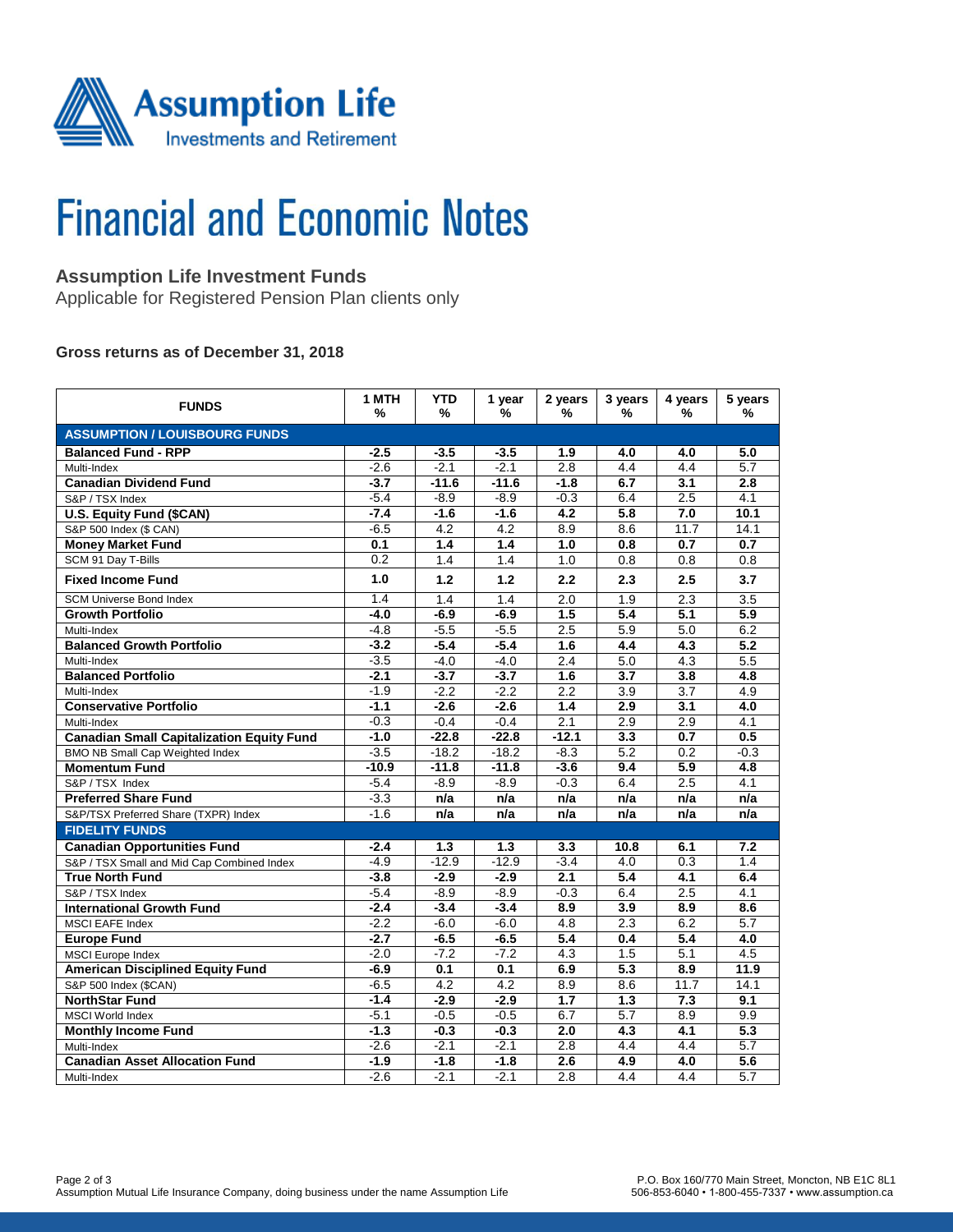# Financial and Economic Notes

## Assumption Life Investment Funds

Applicable for Registered Pension Plan clients only

### Gross returns as of December 31, 2018

| FUNDS | 1 MTH % | YTD % | 1 year % | 2 years % | 3 years % | 4 years % | 5 years % |
|---|---|---|---|---|---|---|---|
| **ASSUMPTION / LOUISBOURG FUNDS** | | | | | | | |
| **Balanced Fund - RPP** | **-2.5** | **-3.5** | **-3.5** | **1.9** | **4.0** | **4.0** | **5.0** |
| Multi-Index | -2.6 | -2.1 | -2.1 | 2.8 | 4.4 | 4.4 | 5.7 |
| **Canadian Dividend Fund** | **-3.7** | **-11.6** | **-11.6** | **-1.8** | **6.7** | **3.1** | **2.8** |
| S&P / TSX Index | -5.4 | -8.9 | -8.9 | -0.3 | 6.4 | 2.5 | 4.1 |
| **U.S. Equity Fund ($CAN)** | **-7.4** | **-1.6** | **-1.6** | **4.2** | **5.8** | **7.0** | **10.1** |
| S&P 500 Index ($ CAN) | -6.5 | 4.2 | 4.2 | 8.9 | 8.6 | 11.7 | 14.1 |
| **Money Market Fund** | **0.1** | **1.4** | **1.4** | **1.0** | **0.8** | **0.7** | **0.7** |
| SCM 91 Day T-Bills | 0.2 | 1.4 | 1.4 | 1.0 | 0.8 | 0.8 | 0.8 |
| **Fixed Income Fund** | **1.0** | **1.2** | **1.2** | **2.2** | **2.3** | **2.5** | **3.7** |
| SCM Universe Bond Index | 1.4 | 1.4 | 1.4 | 2.0 | 1.9 | 2.3 | 3.5 |
| **Growth Portfolio** | **-4.0** | **-6.9** | **-6.9** | **1.5** | **5.4** | **5.1** | **5.9** |
| Multi-Index | -4.8 | -5.5 | -5.5 | 2.5 | 5.9 | 5.0 | 6.2 |
| **Balanced Growth Portfolio** | **-3.2** | **-5.4** | **-5.4** | **1.6** | **4.4** | **4.3** | **5.2** |
| Multi-Index | -3.5 | -4.0 | -4.0 | 2.4 | 5.0 | 4.3 | 5.5 |
| **Balanced Portfolio** | **-2.1** | **-3.7** | **-3.7** | **1.6** | **3.7** | **3.8** | **4.8** |
| Multi-Index | -1.9 | -2.2 | -2.2 | 2.2 | 3.9 | 3.7 | 4.9 |
| **Conservative Portfolio** | **-1.1** | **-2.6** | **-2.6** | **1.4** | **2.9** | **3.1** | **4.0** |
| Multi-Index | -0.3 | -0.4 | -0.4 | 2.1 | 2.9 | 2.9 | 4.1 |
| **Canadian Small Capitalization Equity Fund** | **-1.0** | **-22.8** | **-22.8** | **-12.1** | **3.3** | **0.7** | **0.5** |
| BMO NB Small Cap Weighted Index | -3.5 | -18.2 | -18.2 | -8.3 | 5.2 | 0.2 | -0.3 |
| **Momentum Fund** | **-10.9** | **-11.8** | **-11.8** | **-3.6** | **9.4** | **5.9** | **4.8** |
| S&P / TSX Index | -5.4 | -8.9 | -8.9 | -0.3 | 6.4 | 2.5 | 4.1 |
| **Preferred Share Fund** | **-3.3** | **n/a** | **n/a** | **n/a** | **n/a** | **n/a** | **n/a** |
| S&P/TSX Preferred Share (TXPR) Index | -1.6 | **n/a** | **n/a** | **n/a** | **n/a** | **n/a** | **n/a** |
| **FIDELITY FUNDS** | | | | | | | |
| **Canadian Opportunities Fund** | **-2.4** | **1.3** | **1.3** | **3.3** | **10.8** | **6.1** | **7.2** |
| S&P / TSX Small and Mid Cap Combined Index | -4.9 | -12.9 | -12.9 | -3.4 | 4.0 | 0.3 | 1.4 |
| **True North Fund** | **-3.8** | **-2.9** | **-2.9** | **2.1** | **5.4** | **4.1** | **6.4** |
| S&P / TSX Index | -5.4 | -8.9 | -8.9 | -0.3 | 6.4 | 2.5 | 4.1 |
| **International Growth Fund** | **-2.4** | **-3.4** | **-3.4** | **8.9** | **3.9** | **8.9** | **8.6** |
| MSCI EAFE Index | -2.2 | -6.0 | -6.0 | 4.8 | 2.3 | 6.2 | 5.7 |
| **Europe Fund** | **-2.7** | **-6.5** | **-6.5** | **5.4** | **0.4** | **5.4** | **4.0** |
| MSCI Europe Index | -2.0 | -7.2 | -7.2 | 4.3 | 1.5 | 5.1 | 4.5 |
| **American Disciplined Equity Fund** | **-6.9** | **0.1** | **0.1** | **6.9** | **5.3** | **8.9** | **11.9** |
| S&P 500 Index ($CAN) | -6.5 | 4.2 | 4.2 | 8.9 | 8.6 | 11.7 | 14.1 |
| **NorthStar Fund** | **-1.4** | **-2.9** | **-2.9** | **1.7** | **1.3** | **7.3** | **9.1** |
| MSCI World Index | -5.1 | -0.5 | -0.5 | 6.7 | 5.7 | 8.9 | 9.9 |
| **Monthly Income Fund** | **-1.3** | **-0.3** | **-0.3** | **2.0** | **4.3** | **4.1** | **5.3** |
| Multi-Index | -2.6 | -2.1 | -2.1 | 2.8 | 4.4 | 4.4 | 5.7 |
| **Canadian Asset Allocation Fund** | **-1.9** | **-1.8** | **-1.8** | **2.6** | **4.9** | **4.0** | **5.6** |
| Multi-Index | -2.6 | -2.1 | -2.1 | 2.8 | 4.4 | 4.4 | 5.7 |

Assumption Mutual Life Insurance Company, doing business under the name Assumption Life

P.O. Box 160/770 Main Street, Moncton, NB E1C 8L1
506-853-6040 • 1-800-455-7337 • www.assumption.ca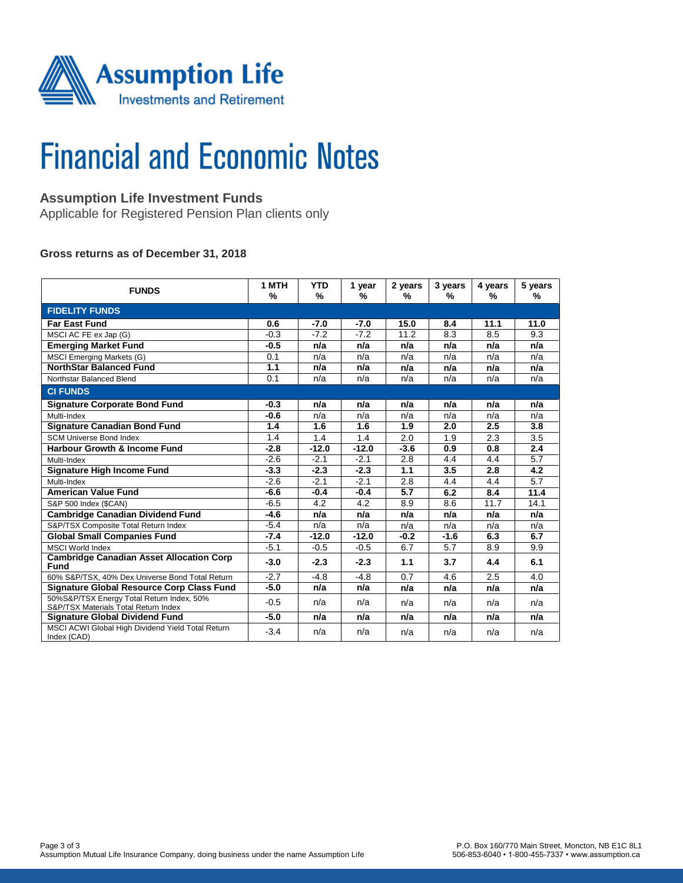# Financial and Economic Notes

## Assumption Life Investment Funds

Applicable for Registered Pension Plan clients only

### Gross returns as of December 31, 2018

| FUNDS | 1 MTH % | YTD % | 1 year % | 2 years % | 3 years % | 4 years % | 5 years % |
|---|---|---|---|---|---|---|---|
| **FIDELITY FUNDS** | | | | | | | |
| **Far East Fund** | **0.6** | **-7.0** | **-7.0** | **15.0** | **8.4** | **11.1** | **11.0** |
| MSCI AC FE ex Jap (G) | -0.3 | -7.2 | -7.2 | 11.2 | 8.3 | 8.5 | 9.3 |
| **Emerging Market Fund** | **-0.5** | **n/a** | **n/a** | **n/a** | **n/a** | **n/a** | **n/a** |
| MSCI Emerging Markets (G) | 0.1 | n/a | n/a | n/a | n/a | n/a | n/a |
| **NorthStar Balanced Fund** | **1.1** | **n/a** | **n/a** | **n/a** | **n/a** | **n/a** | **n/a** |
| Northstar Balanced Blend | 0.1 | n/a | n/a | n/a | n/a | n/a | n/a |
| **CI FUNDS** | | | | | | | |
| **Signature Corporate Bond Fund** | **-0.3** | **n/a** | **n/a** | **n/a** | **n/a** | **n/a** | **n/a** |
| Multi-Index | **-0.6** | n/a | n/a | n/a | n/a | n/a | n/a |
| **Signature Canadian Bond Fund** | **1.4** | **1.6** | **1.6** | **1.9** | **2.0** | **2.5** | **3.8** |
| SCM Universe Bond Index | 1.4 | 1.4 | 1.4 | 2.0 | 1.9 | 2.3 | 3.5 |
| **Harbour Growth & Income Fund** | **-2.8** | **-12.0** | **-12.0** | **-3.6** | **0.9** | **0.8** | **2.4** |
| Multi-Index | -2.6 | -2.1 | -2.1 | 2.8 | 4.4 | 4.4 | 5.7 |
| **Signature High Income Fund** | **-3.3** | **-2.3** | **-2.3** | **1.1** | **3.5** | **2.8** | **4.2** |
| Multi-Index | -2.6 | -2.1 | -2.1 | 2.8 | 4.4 | 4.4 | 5.7 |
| **American Value Fund** | **-6.6** | **-0.4** | **-0.4** | **5.7** | **6.2** | **8.4** | **11.4** |
| S&P 500 Index ($CAN) | -6.5 | 4.2 | 4.2 | 8.9 | 8.6 | 11.7 | 14.1 |
| **Cambridge Canadian Dividend Fund** | **-4.6** | **n/a** | **n/a** | **n/a** | **n/a** | **n/a** | **n/a** |
| S&P/TSX Composite Total Return Index | -5.4 | n/a | n/a | n/a | n/a | n/a | n/a |
| **Global Small Companies Fund** | **-7.4** | **-12.0** | **-12.0** | **-0.2** | **-1.6** | **6.3** | **6.7** |
| MSCI World Index | -5.1 | -0.5 | -0.5 | 6.7 | 5.7 | 8.9 | 9.9 |
| **Cambridge Canadian Asset Allocation Corp Fund** | **-3.0** | **-2.3** | **-2.3** | **1.1** | **3.7** | **4.4** | **6.1** |
| 60% S&P/TSX, 40% Dex Universe Bond Total Return | -2.7 | -4.8 | -4.8 | 0.7 | 4.6 | 2.5 | 4.0 |
| **Signature Global Resource Corp Class Fund** | **-5.0** | **n/a** | **n/a** | **n/a** | **n/a** | **n/a** | **n/a** |
| 50%S&P/TSX Energy Total Return Index, 50% S&P/TSX Materials Total Return Index | -0.5 | n/a | n/a | n/a | n/a | n/a | n/a |
| **Signature Global Dividend Fund** | **-5.0** | **n/a** | **n/a** | **n/a** | **n/a** | **n/a** | **n/a** |
| MSCI ACWI Global High Dividend Yield Total Return Index (CAD) | -3.4 | n/a | n/a | n/a | n/a | n/a | n/a |

Assumption Mutual Life Insurance Company, doing business under the name Assumption Life

P.O. Box 160/770 Main Street, Moncton, NB E1C 8L1
506-853-6040 • 1-800-455-7337 • www.assumption.ca